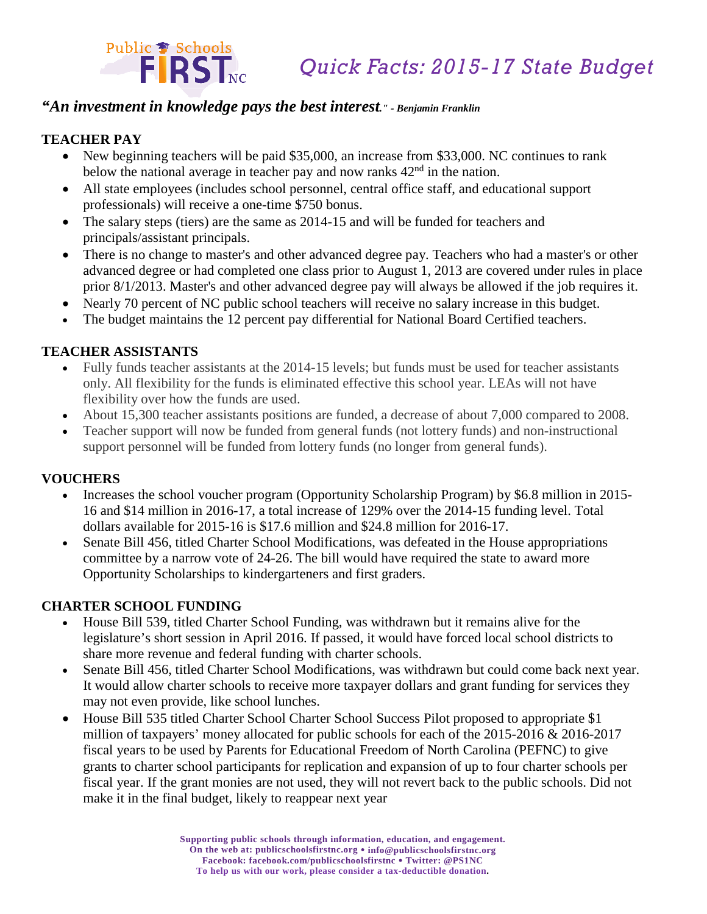Public Schools FIRST NC

# Quick Facts: 2015-17 State Budget

***"An investment in knowledge pays the best interest." - Benjamin Franklin***

**TEACHER PAY**

- New beginning teachers will be paid $35,000, an increase from $33,000. NC continues to rank below the national average in teacher pay and now ranks 42nd in the nation.
- All state employees (includes school personnel, central office staff, and educational support professionals) will receive a one-time $750 bonus.
- The salary steps (tiers) are the same as 2014-15 and will be funded for teachers and principals/assistant principals.
- There is no change to master's and other advanced degree pay. Teachers who had a master's or other advanced degree or had completed one class prior to August 1, 2013 are covered under rules in place prior 8/1/2013. Master's and other advanced degree pay will always be allowed if the job requires it.
- Nearly 70 percent of NC public school teachers will receive no salary increase in this budget.
- The budget maintains the 12 percent pay differential for National Board Certified teachers.

**TEACHER ASSISTANTS**

- Fully funds teacher assistants at the 2014-15 levels; but funds must be used for teacher assistants only. All flexibility for the funds is eliminated effective this school year. LEAs will not have flexibility over how the funds are used.
- About 15,300 teacher assistants positions are funded, a decrease of about 7,000 compared to 2008.
- Teacher support will now be funded from general funds (not lottery funds) and non-instructional support personnel will be funded from lottery funds (no longer from general funds).

**VOUCHERS**

- Increases the school voucher program (Opportunity Scholarship Program) by $6.8 million in 2015-16 and $14 million in 2016-17, a total increase of 129% over the 2014-15 funding level. Total dollars available for 2015-16 is $17.6 million and $24.8 million for 2016-17.
- Senate Bill 456, titled Charter School Modifications, was defeated in the House appropriations committee by a narrow vote of 24-26. The bill would have required the state to award more Opportunity Scholarships to kindergarteners and first graders.

**CHARTER SCHOOL FUNDING**

- House Bill 539, titled Charter School Funding, was withdrawn but it remains alive for the legislature's short session in April 2016. If passed, it would have forced local school districts to share more revenue and federal funding with charter schools.
- Senate Bill 456, titled Charter School Modifications, was withdrawn but could come back next year. It would allow charter schools to receive more taxpayer dollars and grant funding for services they may not even provide, like school lunches.
- House Bill 535 titled Charter School Charter School Success Pilot proposed to appropriate $1 million of taxpayers' money allocated for public schools for each of the 2015-2016 & 2016-2017 fiscal years to be used by Parents for Educational Freedom of North Carolina (PEFNC) to give grants to charter school participants for replication and expansion of up to four charter schools per fiscal year. If the grant monies are not used, they will not revert back to the public schools. Did not make it in the final budget, likely to reappear next year

**Supporting public schools through information, education, and engagement.**
**On the web at: publicschoolsfirstnc.org • info@publicschoolsfirstnc.org**
**Facebook: facebook.com/publicschoolsfirstnc • Twitter: @PS1NC**
**To help us with our work, please consider a tax-deductible donation.**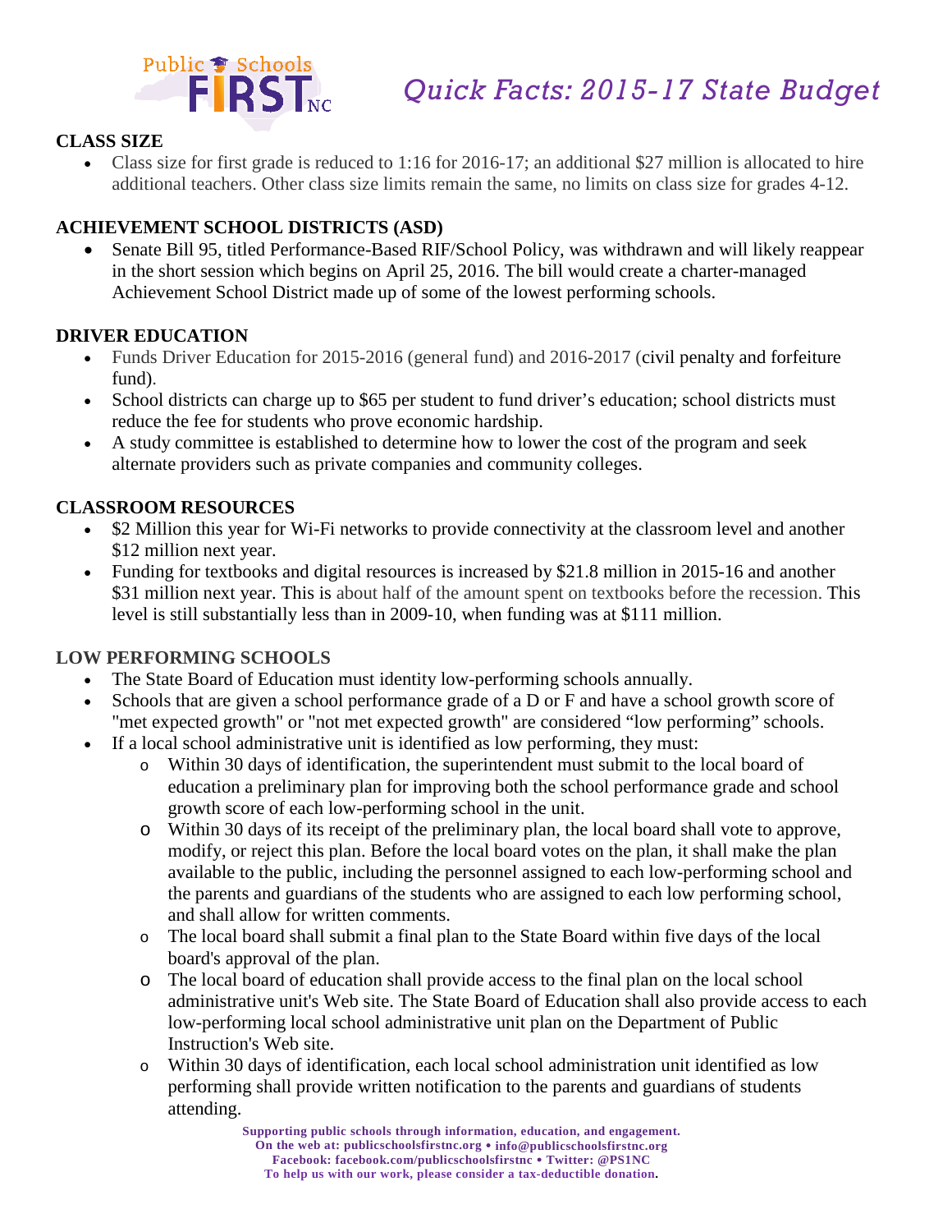# Quick Facts: 2015-17 State Budget

## CLASS SIZE

- Class size for first grade is reduced to 1:16 for 2016-17; an additional $27 million is allocated to hire additional teachers. Other class size limits remain the same, no limits on class size for grades 4-12.

## ACHIEVEMENT SCHOOL DISTRICTS (ASD)

- Senate Bill 95, titled Performance-Based RIF/School Policy, was withdrawn and will likely reappear in the short session which begins on April 25, 2016. The bill would create a charter-managed Achievement School District made up of some of the lowest performing schools.

## DRIVER EDUCATION

- Funds Driver Education for 2015-2016 (general fund) and 2016-2017 (civil penalty and forfeiture fund).
- School districts can charge up to $65 per student to fund driver's education; school districts must reduce the fee for students who prove economic hardship.
- A study committee is established to determine how to lower the cost of the program and seek alternate providers such as private companies and community colleges.

## CLASSROOM RESOURCES

- $2 Million this year for Wi-Fi networks to provide connectivity at the classroom level and another $12 million next year.
- Funding for textbooks and digital resources is increased by $21.8 million in 2015-16 and another $31 million next year. This is about half of the amount spent on textbooks before the recession. This level is still substantially less than in 2009-10, when funding was at $111 million.

## LOW PERFORMING SCHOOLS

- The State Board of Education must identity low-performing schools annually.
- Schools that are given a school performance grade of a D or F and have a school growth score of "met expected growth" or "not met expected growth" are considered "low performing" schools.
- If a local school administrative unit is identified as low performing, they must:
  - Within 30 days of identification, the superintendent must submit to the local board of education a preliminary plan for improving both the school performance grade and school growth score of each low-performing school in the unit.
  - Within 30 days of its receipt of the preliminary plan, the local board shall vote to approve, modify, or reject this plan. Before the local board votes on the plan, it shall make the plan available to the public, including the personnel assigned to each low-performing school and the parents and guardians of the students who are assigned to each low performing school, and shall allow for written comments.
  - The local board shall submit a final plan to the State Board within five days of the local board's approval of the plan.
  - The local board of education shall provide access to the final plan on the local school administrative unit's Web site. The State Board of Education shall also provide access to each low-performing local school administrative unit plan on the Department of Public Instruction's Web site.
  - Within 30 days of identification, each local school administration unit identified as low performing shall provide written notification to the parents and guardians of students attending.

**Supporting public schools through information, education, and engagement.**
**On the web at: publicschoolsfirstnc.org • info@publicschoolsfirstnc.org**
**Facebook: facebook.com/publicschoolsfirstnc • Twitter: @PS1NC**
**To help us with our work, please consider a tax-deductible donation.**